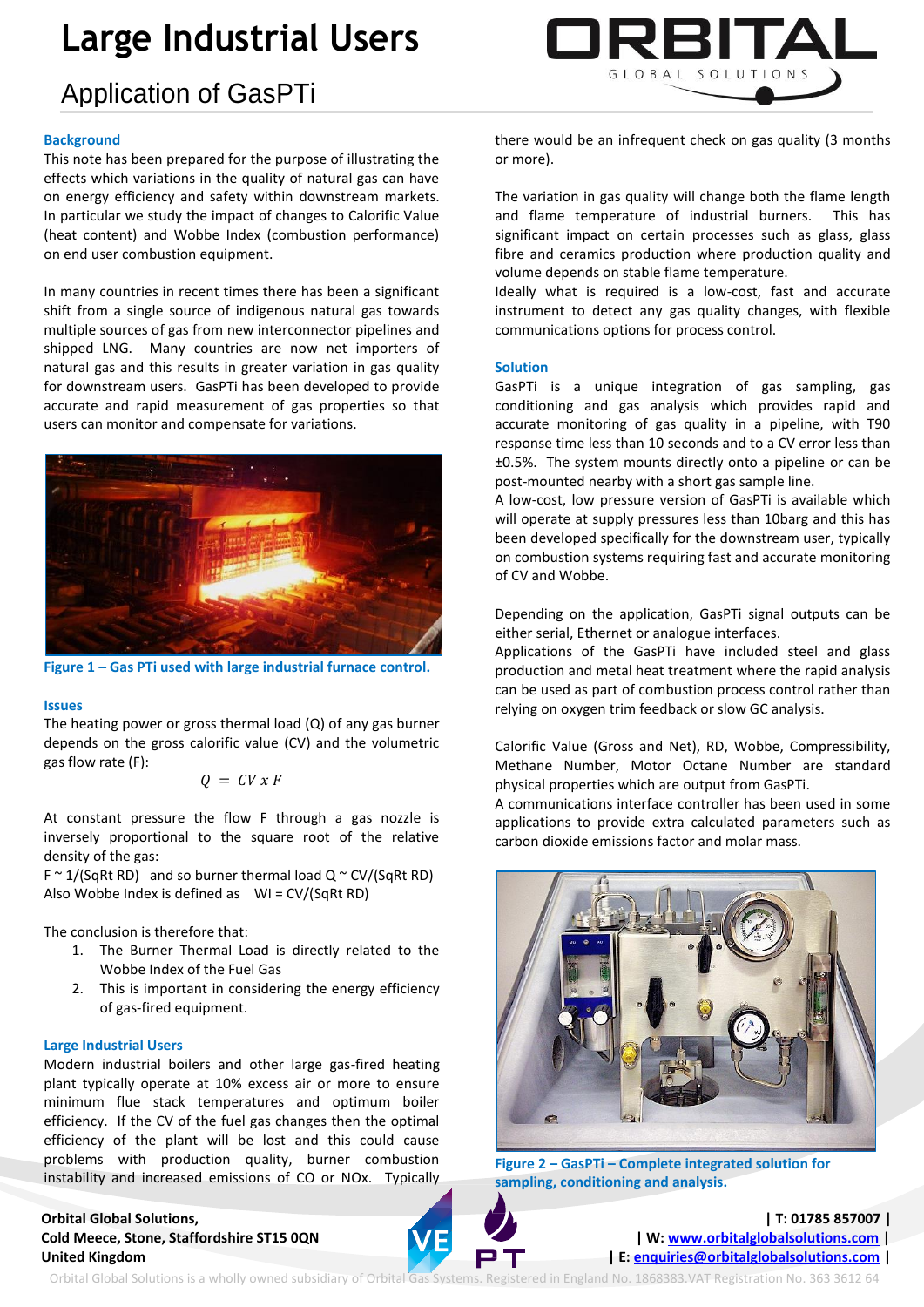# Large Industrial Users

## Application of GasPTi

### Background

This note has been prepared for the purpose of illustrating the effects which variations in the quality of natural gas can have on energy efficiency and safety within downstream markets. In particular we study the impact of changes to Calorific Value (heat content) and Wobbe Index (combustion performance) on end user combustion equipment.

In many countries in recent times there has been a significant shift from a single source of indigenous natural gas towards multiple sources of gas from new interconnector pipelines and shipped LNG. Many countries are now net importers of natural gas and this results in greater variation in gas quality for downstream users. GasPTi has been developed to provide accurate and rapid measurement of gas properties so that users can monitor and compensate for variations.

**Figure 1 – Gas PTi used with large industrial furnace control.**

### Issues

The heating power or gross thermal load (Q) of any gas burner depends on the gross calorific value (CV) and the volumetric gas flow rate (F):

$$Q = CV \times F$$

At constant pressure the flow F through a gas nozzle is inversely proportional to the square root of the relative density of the gas:

F ~ 1/(SqRt RD) and so burner thermal load Q ~ CV/(SqRt RD)

Also Wobbe Index is defined as WI = CV/(SqRt RD)

The conclusion is therefore that:

1. The Burner Thermal Load is directly related to the Wobbe Index of the Fuel Gas
2. This is important in considering the energy efficiency of gas-fired equipment.

### Large Industrial Users

Modern industrial boilers and other large gas-fired heating plant typically operate at 10% excess air or more to ensure minimum flue stack temperatures and optimum boiler efficiency. If the CV of the fuel gas changes then the optimal efficiency of the plant will be lost and this could cause problems with production quality, burner combustion instability and increased emissions of CO or NOx. Typically there would be an infrequent check on gas quality (3 months or more).

The variation in gas quality will change both the flame length and flame temperature of industrial burners. This has significant impact on certain processes such as glass, glass fibre and ceramics production where production quality and volume depends on stable flame temperature.

Ideally what is required is a low-cost, fast and accurate instrument to detect any gas quality changes, with flexible communications options for process control.

### Solution

GasPTi is a unique integration of gas sampling, gas conditioning and gas analysis which provides rapid and accurate monitoring of gas quality in a pipeline, with T90 response time less than 10 seconds and to a CV error less than ±0.5%. The system mounts directly onto a pipeline or can be post-mounted nearby with a short gas sample line.

A low-cost, low pressure version of GasPTi is available which will operate at supply pressures less than 10barg and this has been developed specifically for the downstream user, typically on combustion systems requiring fast and accurate monitoring of CV and Wobbe.

Depending on the application, GasPTi signal outputs can be either serial, Ethernet or analogue interfaces.

Applications of the GasPTi have included steel and glass production and metal heat treatment where the rapid analysis can be used as part of combustion process control rather than relying on oxygen trim feedback or slow GC analysis.

Calorific Value (Gross and Net), RD, Wobbe, Compressibility, Methane Number, Motor Octane Number are standard physical properties which are output from GasPTi.

A communications interface controller has been used in some applications to provide extra calculated parameters such as carbon dioxide emissions factor and molar mass.

**Figure 2 – GasPTi – Complete integrated solution for sampling, conditioning and analysis.**

**Orbital Global Solutions,**
**Cold Meece, Stone, Staffordshire ST15 0QN**
**United Kingdom**

**| T: 01785 857007 |**
**| W: www.orbitalglobalsolutions.com |**
**| E: enquiries@orbitalglobalsolutions.com |**

Orbital Global Solutions is a wholly owned subsidiary of Orbital Gas Systems. Registered in England No. 1868383.VAT Registration No. 363 3612 64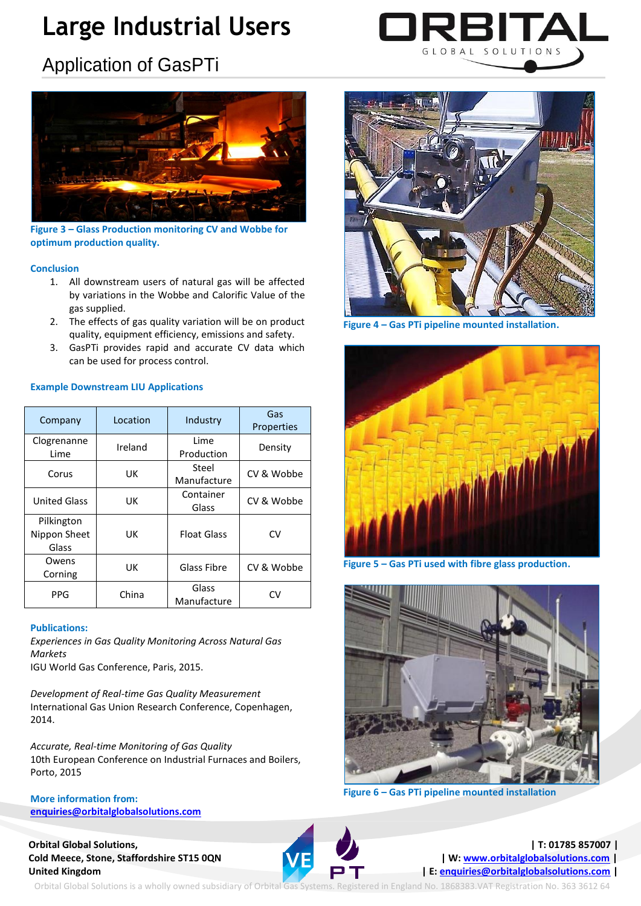# Large Industrial Users

## Application of GasPTi

Figure 3 – Glass Production monitoring CV and Wobbe for optimum production quality.

### Conclusion

1. All downstream users of natural gas will be affected by variations in the Wobbe and Calorific Value of the gas supplied.
2. The effects of gas quality variation will be on product quality, equipment efficiency, emissions and safety.
3. GasPTi provides rapid and accurate CV data which can be used for process control.

### Example Downstream LIU Applications

| Company | Location | Industry | Gas Properties |
|---|---|---|---|
| Clogrenanne Lime | Ireland | Lime Production | Density |
| Corus | UK | Steel Manufacture | CV & Wobbe |
| United Glass | UK | Container Glass | CV & Wobbe |
| Pilkington Nippon Sheet Glass | UK | Float Glass | CV |
| Owens Corning | UK | Glass Fibre | CV & Wobbe |
| PPG | China | Glass Manufacture | CV |

### Publications:

*Experiences in Gas Quality Monitoring Across Natural Gas Markets*
IGU World Gas Conference, Paris, 2015.

*Development of Real-time Gas Quality Measurement*
International Gas Union Research Conference, Copenhagen, 2014.

*Accurate, Real-time Monitoring of Gas Quality*
10th European Conference on Industrial Furnaces and Boilers, Porto, 2015

**More information from:**
enquiries@orbitalglobalsolutions.com

Figure 4 – Gas PTi pipeline mounted installation.

Figure 5 – Gas PTi used with fibre glass production.

Figure 6 – Gas PTi pipeline mounted installation

**Orbital Global Solutions,**
**Cold Meece, Stone, Staffordshire ST15 0QN**
**United Kingdom**

**| T: 01785 857007 |**
**| W: www.orbitalglobalsolutions.com |**
**| E: enquiries@orbitalglobalsolutions.com |**

Orbital Global Solutions is a wholly owned subsidiary of Orbital Gas Systems. Registered in England No. 1868383.VAT Registration No. 363 3612 64